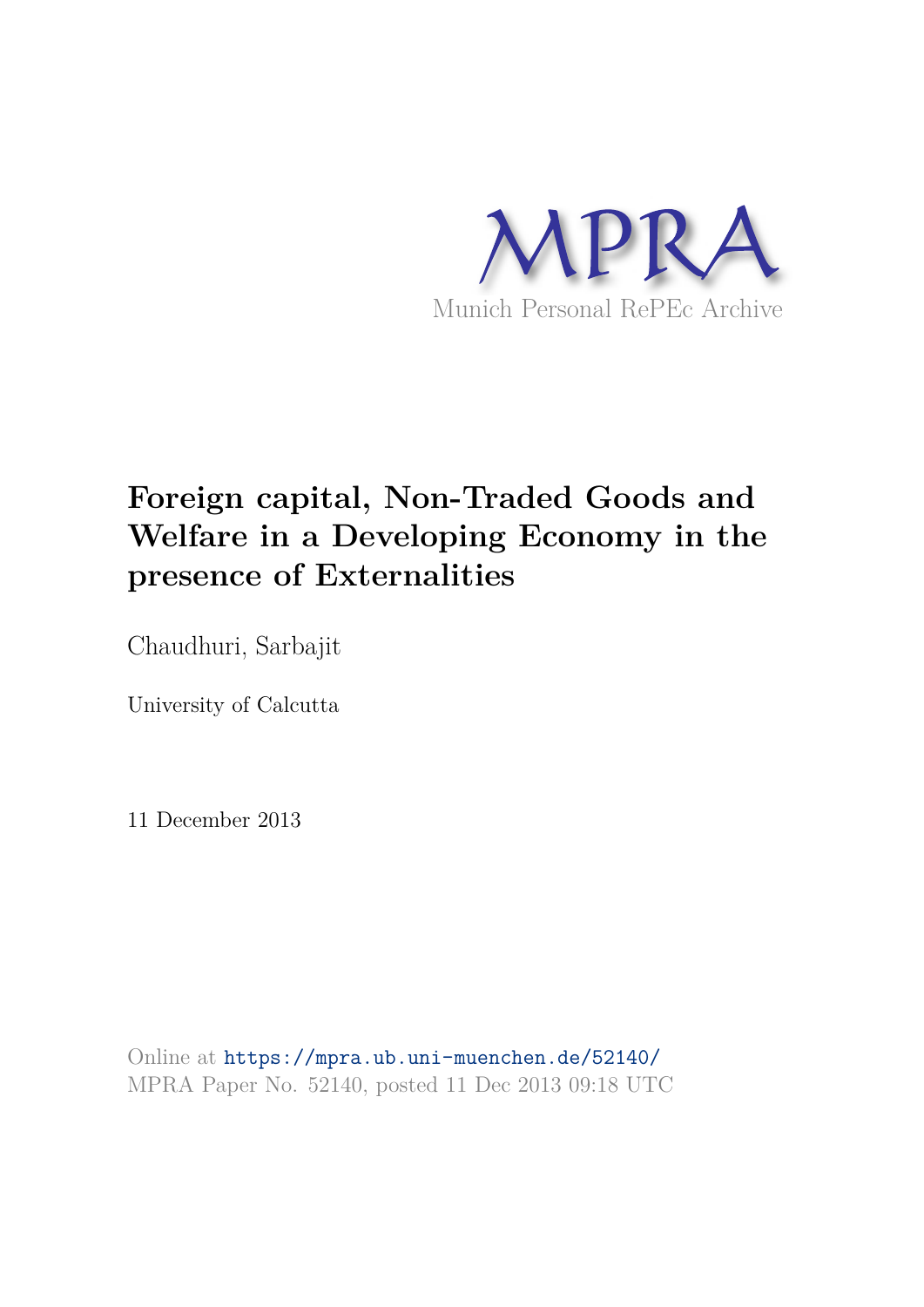MPRA

Munich Personal RePEc Archive

# Foreign capital, Non-Traded Goods and Welfare in a Developing Economy in the presence of Externalities

Chaudhuri, Sarbajit

University of Calcutta

11 December 2013

Online at https://mpra.ub.uni-muenchen.de/52140/
MPRA Paper No. 52140, posted 11 Dec 2013 09:18 UTC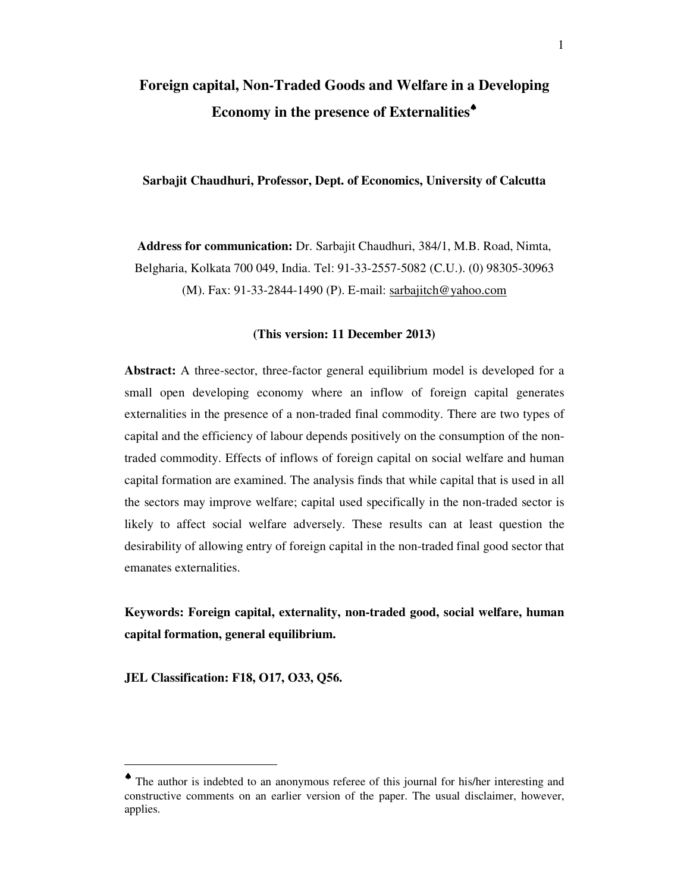# Foreign capital, Non-Traded Goods and Welfare in a Developing Economy in the presence of Externalities[♠]

**Sarbajit Chaudhuri, Professor, Dept. of Economics, University of Calcutta**

**Address for communication:** Dr. Sarbajit Chaudhuri, 384/1, M.B. Road, Nimta, Belgharia, Kolkata 700 049, India. Tel: 91-33-2557-5082 (C.U.). (0) 98305-30963 (M). Fax: 91-33-2844-1490 (P). E-mail: sarbajitch@yahoo.com

**(This version: 11 December 2013)**

**Abstract:** A three-sector, three-factor general equilibrium model is developed for a small open developing economy where an inflow of foreign capital generates externalities in the presence of a non-traded final commodity. There are two types of capital and the efficiency of labour depends positively on the consumption of the non-traded commodity. Effects of inflows of foreign capital on social welfare and human capital formation are examined. The analysis finds that while capital that is used in all the sectors may improve welfare; capital used specifically in the non-traded sector is likely to affect social welfare adversely. These results can at least question the desirability of allowing entry of foreign capital in the non-traded final good sector that emanates externalities.

**Keywords: Foreign capital, externality, non-traded good, social welfare, human capital formation, general equilibrium.**

**JEL Classification: F18, O17, O33, Q56.**

---

[♠] The author is indebted to an anonymous referee of this journal for his/her interesting and constructive comments on an earlier version of the paper. The usual disclaimer, however, applies.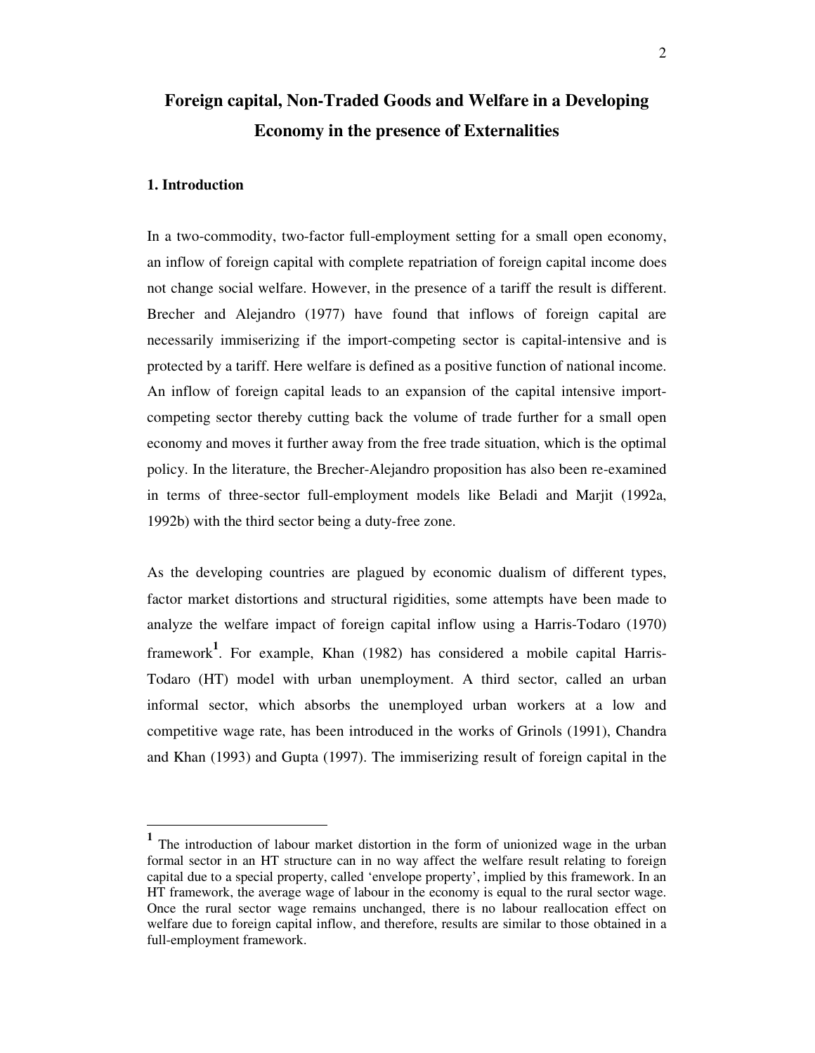# Foreign capital, Non-Traded Goods and Welfare in a Developing Economy in the presence of Externalities

## 1. Introduction

In a two-commodity, two-factor full-employment setting for a small open economy, an inflow of foreign capital with complete repatriation of foreign capital income does not change social welfare. However, in the presence of a tariff the result is different. Brecher and Alejandro (1977) have found that inflows of foreign capital are necessarily immiserizing if the import-competing sector is capital-intensive and is protected by a tariff. Here welfare is defined as a positive function of national income. An inflow of foreign capital leads to an expansion of the capital intensive import-competing sector thereby cutting back the volume of trade further for a small open economy and moves it further away from the free trade situation, which is the optimal policy. In the literature, the Brecher-Alejandro proposition has also been re-examined in terms of three-sector full-employment models like Beladi and Marjit (1992a, 1992b) with the third sector being a duty-free zone.

As the developing countries are plagued by economic dualism of different types, factor market distortions and structural rigidities, some attempts have been made to analyze the welfare impact of foreign capital inflow using a Harris-Todaro (1970) framework[1]. For example, Khan (1982) has considered a mobile capital Harris-Todaro (HT) model with urban unemployment. A third sector, called an urban informal sector, which absorbs the unemployed urban workers at a low and competitive wage rate, has been introduced in the works of Grinols (1991), Chandra and Khan (1993) and Gupta (1997). The immiserizing result of foreign capital in the

---

[1] The introduction of labour market distortion in the form of unionized wage in the urban formal sector in an HT structure can in no way affect the welfare result relating to foreign capital due to a special property, called 'envelope property', implied by this framework. In an HT framework, the average wage of labour in the economy is equal to the rural sector wage. Once the rural sector wage remains unchanged, there is no labour reallocation effect on welfare due to foreign capital inflow, and therefore, results are similar to those obtained in a full-employment framework.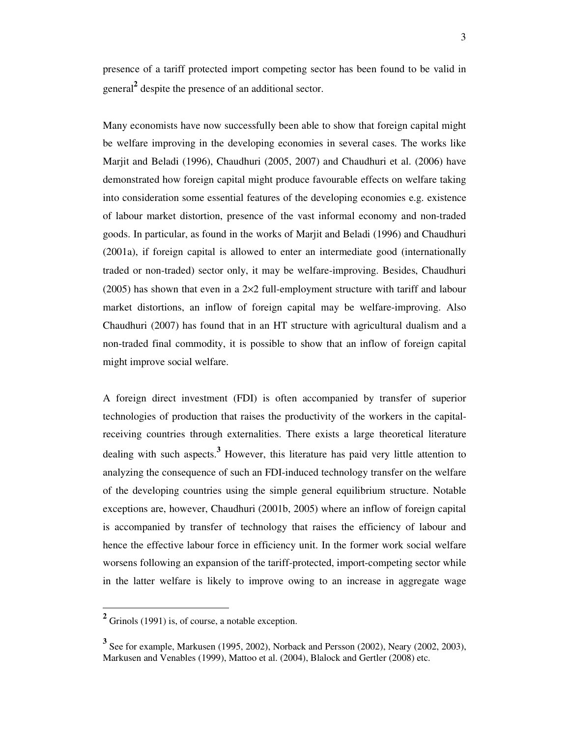presence of a tariff protected import competing sector has been found to be valid in general[2] despite the presence of an additional sector.

Many economists have now successfully been able to show that foreign capital might be welfare improving in the developing economies in several cases. The works like Marjit and Beladi (1996), Chaudhuri (2005, 2007) and Chaudhuri et al. (2006) have demonstrated how foreign capital might produce favourable effects on welfare taking into consideration some essential features of the developing economies e.g. existence of labour market distortion, presence of the vast informal economy and non-traded goods. In particular, as found in the works of Marjit and Beladi (1996) and Chaudhuri (2001a), if foreign capital is allowed to enter an intermediate good (internationally traded or non-traded) sector only, it may be welfare-improving. Besides, Chaudhuri (2005) has shown that even in a 2×2 full-employment structure with tariff and labour market distortions, an inflow of foreign capital may be welfare-improving. Also Chaudhuri (2007) has found that in an HT structure with agricultural dualism and a non-traded final commodity, it is possible to show that an inflow of foreign capital might improve social welfare.

A foreign direct investment (FDI) is often accompanied by transfer of superior technologies of production that raises the productivity of the workers in the capital-receiving countries through externalities. There exists a large theoretical literature dealing with such aspects.[3] However, this literature has paid very little attention to analyzing the consequence of such an FDI-induced technology transfer on the welfare of the developing countries using the simple general equilibrium structure. Notable exceptions are, however, Chaudhuri (2001b, 2005) where an inflow of foreign capital is accompanied by transfer of technology that raises the efficiency of labour and hence the effective labour force in efficiency unit. In the former work social welfare worsens following an expansion of the tariff-protected, import-competing sector while in the latter welfare is likely to improve owing to an increase in aggregate wage

---

[2] Grinols (1991) is, of course, a notable exception.

[3] See for example, Markusen (1995, 2002), Norback and Persson (2002), Neary (2002, 2003), Markusen and Venables (1999), Mattoo et al. (2004), Blalock and Gertler (2008) etc.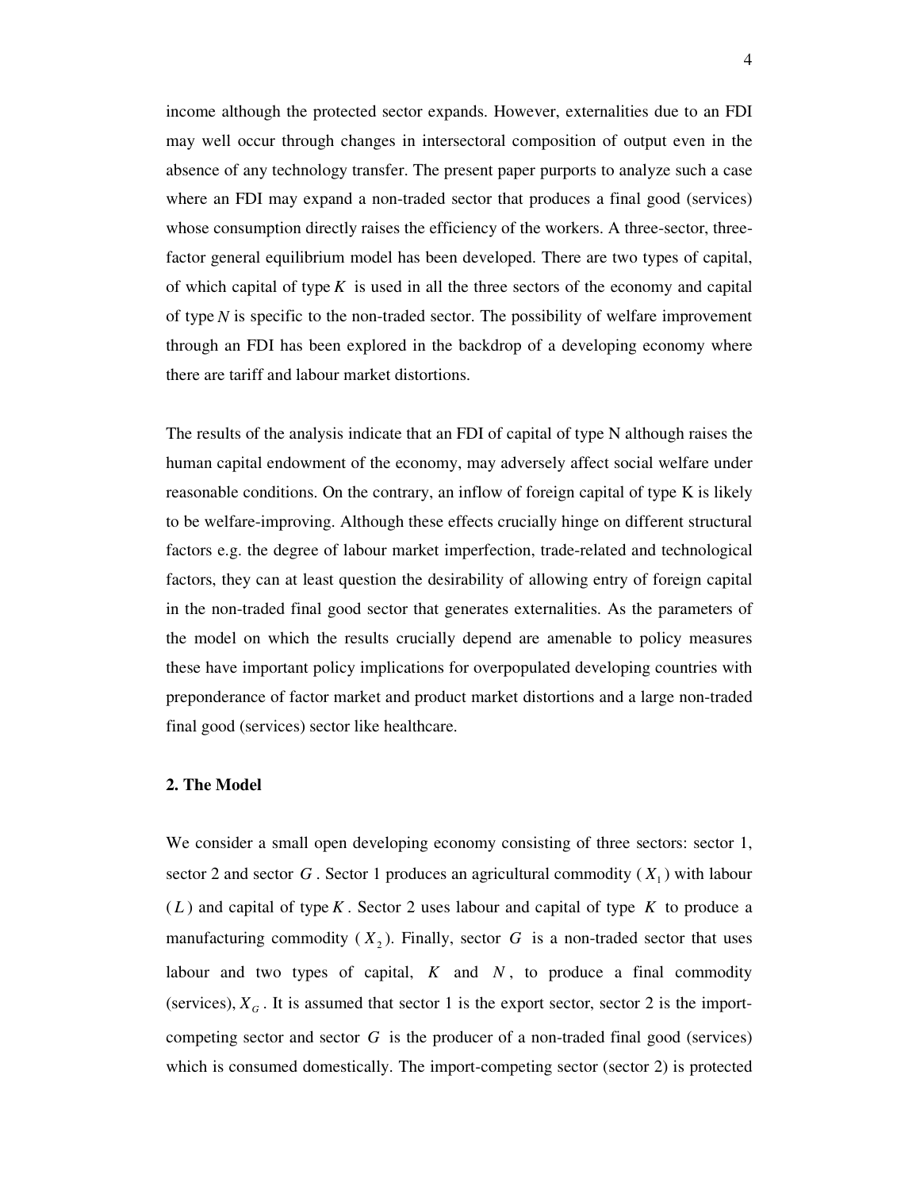income although the protected sector expands. However, externalities due to an FDI may well occur through changes in intersectoral composition of output even in the absence of any technology transfer. The present paper purports to analyze such a case where an FDI may expand a non-traded sector that produces a final good (services) whose consumption directly raises the efficiency of the workers. A three-sector, three-factor general equilibrium model has been developed. There are two types of capital, of which capital of type $K$ is used in all the three sectors of the economy and capital of type $N$ is specific to the non-traded sector. The possibility of welfare improvement through an FDI has been explored in the backdrop of a developing economy where there are tariff and labour market distortions.

The results of the analysis indicate that an FDI of capital of type N although raises the human capital endowment of the economy, may adversely affect social welfare under reasonable conditions. On the contrary, an inflow of foreign capital of type K is likely to be welfare-improving. Although these effects crucially hinge on different structural factors e.g. the degree of labour market imperfection, trade-related and technological factors, they can at least question the desirability of allowing entry of foreign capital in the non-traded final good sector that generates externalities. As the parameters of the model on which the results crucially depend are amenable to policy measures these have important policy implications for overpopulated developing countries with preponderance of factor market and product market distortions and a large non-traded final good (services) sector like healthcare.

## 2. The Model

We consider a small open developing economy consisting of three sectors: sector 1, sector 2 and sector $G$. Sector 1 produces an agricultural commodity ($X_1$) with labour ($L$) and capital of type $K$. Sector 2 uses labour and capital of type $K$ to produce a manufacturing commodity ($X_2$). Finally, sector $G$ is a non-traded sector that uses labour and two types of capital, $K$ and $N$, to produce a final commodity (services), $X_G$. It is assumed that sector 1 is the export sector, sector 2 is the import-competing sector and sector $G$ is the producer of a non-traded final good (services) which is consumed domestically. The import-competing sector (sector 2) is protected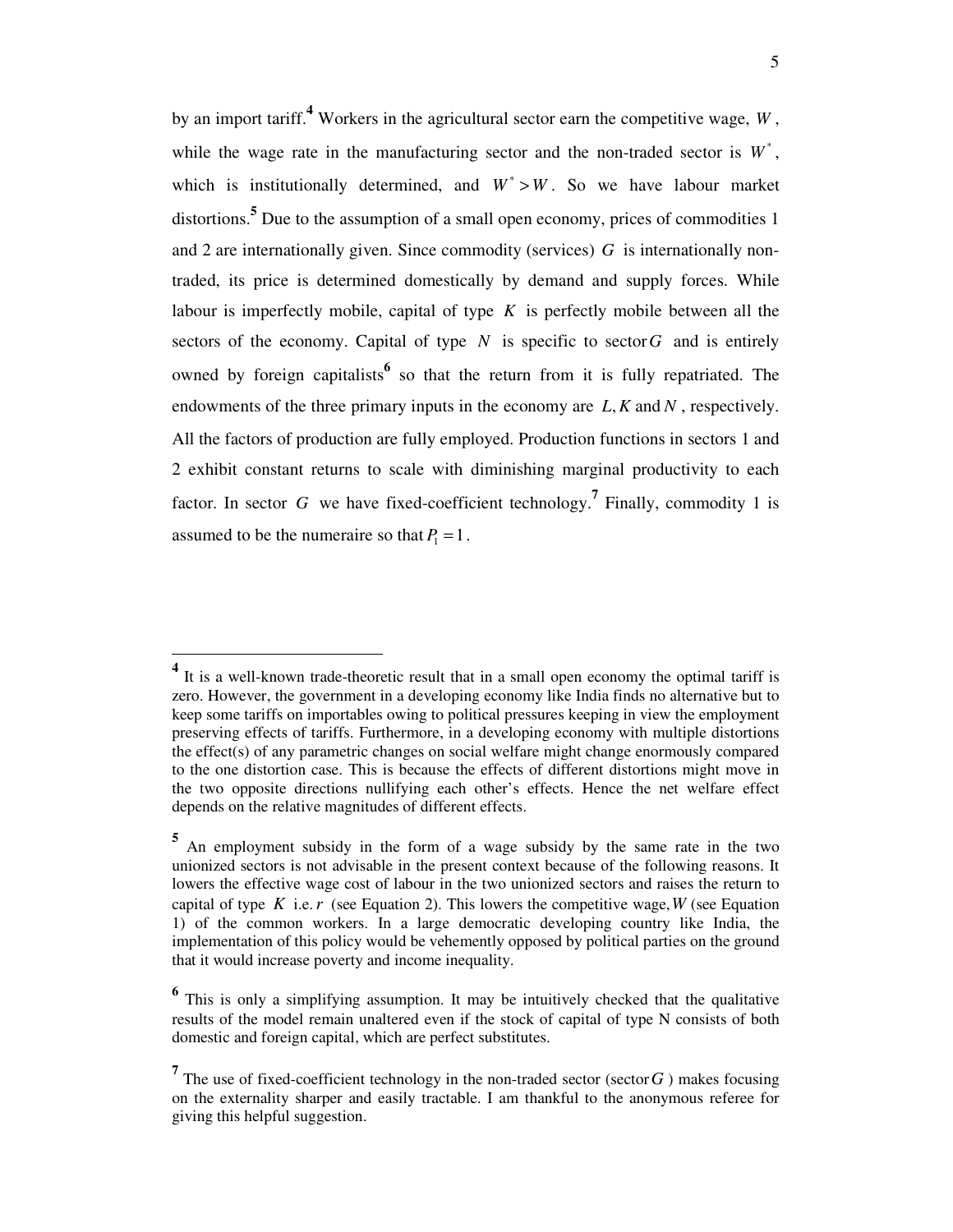by an import tariff.[4] Workers in the agricultural sector earn the competitive wage, $W$, while the wage rate in the manufacturing sector and the non-traded sector is $W^*$, which is institutionally determined, and $W^* > W$. So we have labour market distortions.[5] Due to the assumption of a small open economy, prices of commodities 1 and 2 are internationally given. Since commodity (services) $G$ is internationally non-traded, its price is determined domestically by demand and supply forces. While labour is imperfectly mobile, capital of type $K$ is perfectly mobile between all the sectors of the economy. Capital of type $N$ is specific to sector $G$ and is entirely owned by foreign capitalists[6] so that the return from it is fully repatriated. The endowments of the three primary inputs in the economy are $L, K$ and $N$, respectively. All the factors of production are fully employed. Production functions in sectors 1 and 2 exhibit constant returns to scale with diminishing marginal productivity to each factor. In sector $G$ we have fixed-coefficient technology.[7] Finally, commodity 1 is assumed to be the numeraire so that $P_1 = 1$.

---

[4] It is a well-known trade-theoretic result that in a small open economy the optimal tariff is zero. However, the government in a developing economy like India finds no alternative but to keep some tariffs on importables owing to political pressures keeping in view the employment preserving effects of tariffs. Furthermore, in a developing economy with multiple distortions the effect(s) of any parametric changes on social welfare might change enormously compared to the one distortion case. This is because the effects of different distortions might move in the two opposite directions nullifying each other's effects. Hence the net welfare effect depends on the relative magnitudes of different effects.

[5] An employment subsidy in the form of a wage subsidy by the same rate in the two unionized sectors is not advisable in the present context because of the following reasons. It lowers the effective wage cost of labour in the two unionized sectors and raises the return to capital of type $K$ i.e. $r$ (see Equation 2). This lowers the competitive wage, $W$ (see Equation 1) of the common workers. In a large democratic developing country like India, the implementation of this policy would be vehemently opposed by political parties on the ground that it would increase poverty and income inequality.

[6] This is only a simplifying assumption. It may be intuitively checked that the qualitative results of the model remain unaltered even if the stock of capital of type N consists of both domestic and foreign capital, which are perfect substitutes.

[7] The use of fixed-coefficient technology in the non-traded sector (sector $G$) makes focusing on the externality sharper and easily tractable. I am thankful to the anonymous referee for giving this helpful suggestion.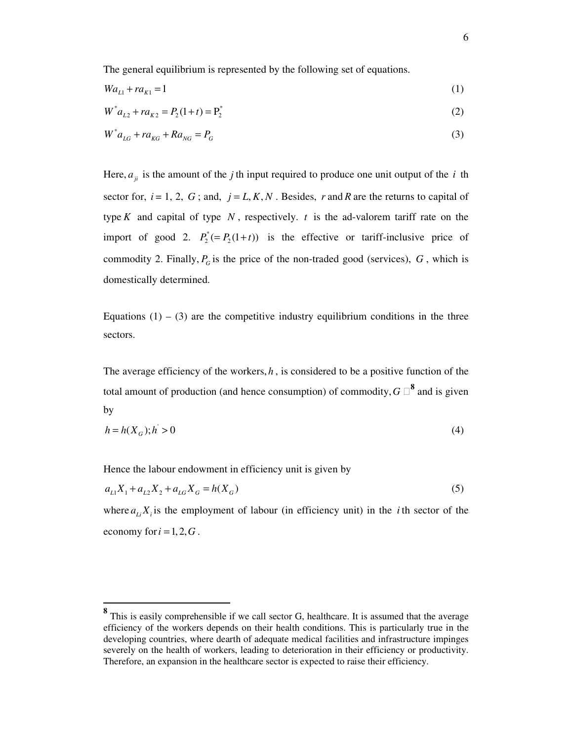The general equilibrium is represented by the following set of equations.

$$Wa_{L1} + ra_{K1} = 1 \tag{1}$$

$$W^{*}a_{L2} + ra_{K2} = P_2(1+t) = P_2^{*} \tag{2}$$

$$W^{*}a_{LG} + ra_{KG} + Ra_{NG} = P_G \tag{3}$$

Here, $a_{ji}$ is the amount of the $j$ th input required to produce one unit output of the $i$ th sector for, $i = 1,\ 2,\ G$; and, $j = L, K, N$. Besides, $r$ and $R$ are the returns to capital of type $K$ and capital of type $N$, respectively. $t$ is the ad-valorem tariff rate on the import of good 2. $P_2^{*}(= P_2(1+t))$ is the effective or tariff-inclusive price of commodity 2. Finally, $P_G$ is the price of the non-traded good (services), $G$, which is domestically determined.

Equations (1) – (3) are the competitive industry equilibrium conditions in the three sectors.

The average efficiency of the workers, $h$, is considered to be a positive function of the total amount of production (and hence consumption) of commodity, $G$[8] and is given by

$$h = h(X_G); h^{'} > 0 \tag{4}$$

Hence the labour endowment in efficiency unit is given by

$$a_{L1}X_1 + a_{L2}X_2 + a_{LG}X_G = h(X_G) \tag{5}$$

where $a_{Li}X_i$ is the employment of labour (in efficiency unit) in the $i$ th sector of the economy for $i = 1, 2, G$.

---

[8] This is easily comprehensible if we call sector G, healthcare. It is assumed that the average efficiency of the workers depends on their health conditions. This is particularly true in the developing countries, where dearth of adequate medical facilities and infrastructure impinges severely on the health of workers, leading to deterioration in their efficiency or productivity. Therefore, an expansion in the healthcare sector is expected to raise their efficiency.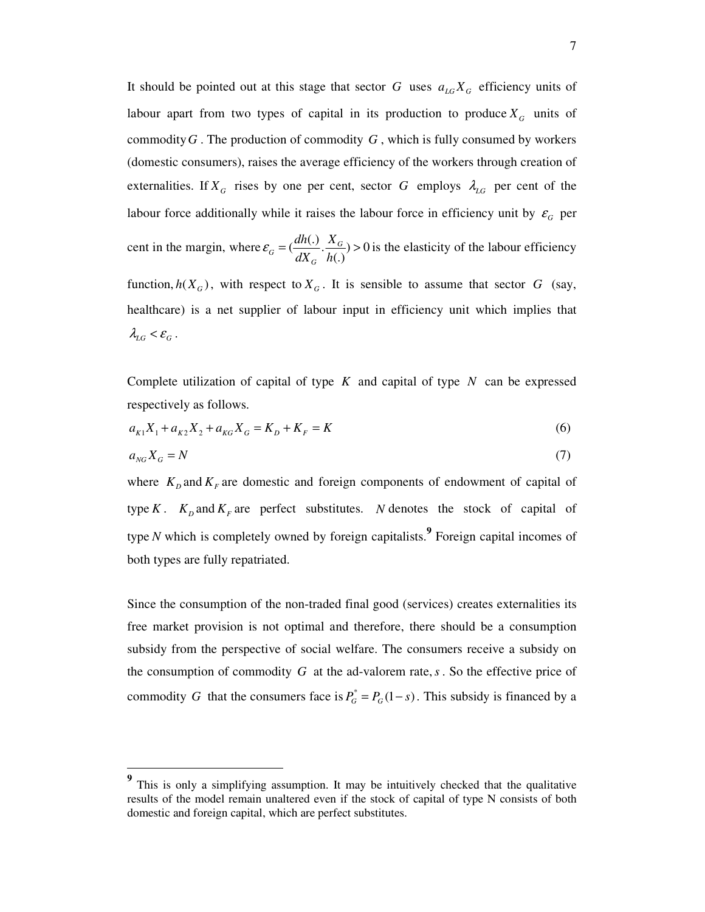It should be pointed out at this stage that sector $G$ uses $a_{LG}X_G$ efficiency units of labour apart from two types of capital in its production to produce $X_G$ units of commodity $G$. The production of commodity $G$, which is fully consumed by workers (domestic consumers), raises the average efficiency of the workers through creation of externalities. If $X_G$ rises by one per cent, sector $G$ employs $\lambda_{LG}$ per cent of the labour force additionally while it raises the labour force in efficiency unit by $\varepsilon_G$ per cent in the margin, where $\varepsilon_G = (\frac{dh(.)}{dX_G}.\frac{X_G}{h(.)}) > 0$ is the elasticity of the labour efficiency function, $h(X_G)$, with respect to $X_G$. It is sensible to assume that sector $G$ (say, healthcare) is a net supplier of labour input in efficiency unit which implies that $\lambda_{LG} < \varepsilon_G$.

Complete utilization of capital of type $K$ and capital of type $N$ can be expressed respectively as follows.

$$a_{K1}X_1 + a_{K2}X_2 + a_{KG}X_G = K_D + K_F = K \tag{6}$$

$$a_{NG}X_G = N \tag{7}$$

where $K_D$ and $K_F$ are domestic and foreign components of endowment of capital of type $K$. $K_D$ and $K_F$ are perfect substitutes. $N$ denotes the stock of capital of type $N$ which is completely owned by foreign capitalists.[9] Foreign capital incomes of both types are fully repatriated.

Since the consumption of the non-traded final good (services) creates externalities its free market provision is not optimal and therefore, there should be a consumption subsidy from the perspective of social welfare. The consumers receive a subsidy on the consumption of commodity $G$ at the ad-valorem rate, $s$. So the effective price of commodity $G$ that the consumers face is $P_G^* = P_G(1-s)$. This subsidy is financed by a

[9] This is only a simplifying assumption. It may be intuitively checked that the qualitative results of the model remain unaltered even if the stock of capital of type N consists of both domestic and foreign capital, which are perfect substitutes.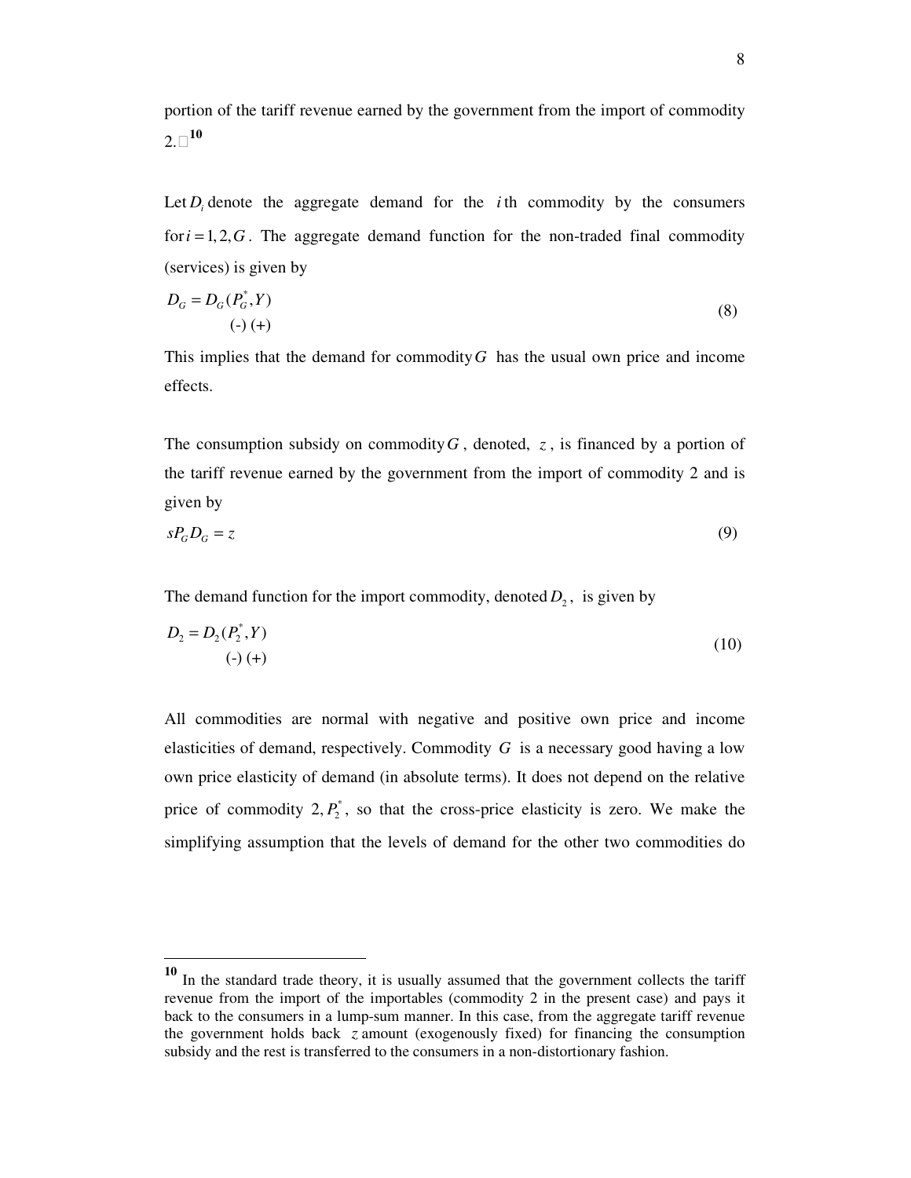portion of the tariff revenue earned by the government from the import of commodity 2.[10]

Let $D_i$ denote the aggregate demand for the $i$th commodity by the consumers for $i = 1, 2, G$. The aggregate demand function for the non-traded final commodity (services) is given by

$$D_G = D_G(\underset{(-)}{P_G^*}, \underset{(+)}{Y}) \tag{8}$$

This implies that the demand for commodity $G$ has the usual own price and income effects.

The consumption subsidy on commodity $G$, denoted, $z$, is financed by a portion of the tariff revenue earned by the government from the import of commodity 2 and is given by

$$sP_G D_G = z \tag{9}$$

The demand function for the import commodity, denoted $D_2$, is given by

$$D_2 = D_2(\underset{(-)}{P_2^*}, \underset{(+)}{Y}) \tag{10}$$

All commodities are normal with negative and positive own price and income elasticities of demand, respectively. Commodity $G$ is a necessary good having a low own price elasticity of demand (in absolute terms). It does not depend on the relative price of commodity 2, $P_2^*$, so that the cross-price elasticity is zero. We make the simplifying assumption that the levels of demand for the other two commodities do

---

[10] In the standard trade theory, it is usually assumed that the government collects the tariff revenue from the import of the importables (commodity 2 in the present case) and pays it back to the consumers in a lump-sum manner. In this case, from the aggregate tariff revenue the government holds back $z$ amount (exogenously fixed) for financing the consumption subsidy and the rest is transferred to the consumers in a non-distortionary fashion.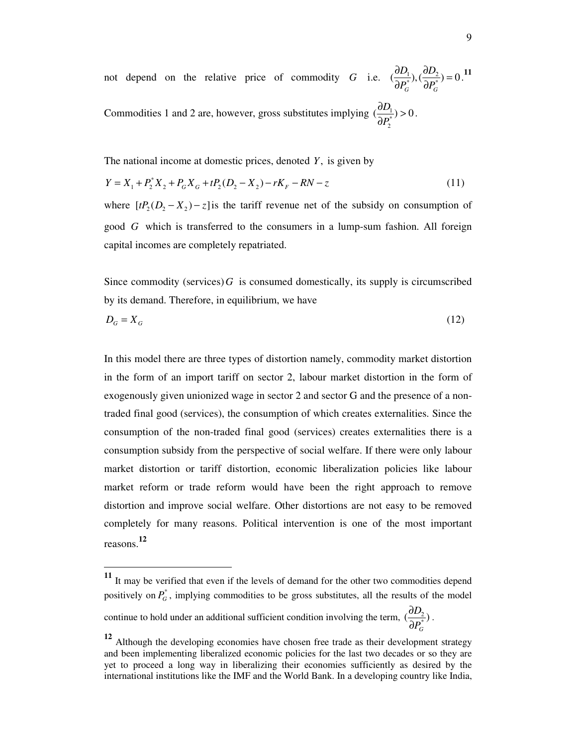not depend on the relative price of commodity $G$ i.e. $(\frac{\partial D_1}{\partial P_G^*}), (\frac{\partial D_2}{\partial P_G^*}) = 0$.[11]

Commodities 1 and 2 are, however, gross substitutes implying $(\frac{\partial D_1}{\partial P_2^*}) > 0$.

The national income at domestic prices, denoted $Y$, is given by

$$Y = X_1 + P_2^* X_2 + P_G X_G + tP_2(D_2 - X_2) - rK_F - RN - z \tag{11}$$

where $[tP_2(D_2 - X_2) - z]$ is the tariff revenue net of the subsidy on consumption of good $G$ which is transferred to the consumers in a lump-sum fashion. All foreign capital incomes are completely repatriated.

Since commodity (services) $G$ is consumed domestically, its supply is circumscribed by its demand. Therefore, in equilibrium, we have

$$D_G = X_G \tag{12}$$

In this model there are three types of distortion namely, commodity market distortion in the form of an import tariff on sector 2, labour market distortion in the form of exogenously given unionized wage in sector 2 and sector G and the presence of a non-traded final good (services), the consumption of which creates externalities. Since the consumption of the non-traded final good (services) creates externalities there is a consumption subsidy from the perspective of social welfare. If there were only labour market distortion or tariff distortion, economic liberalization policies like labour market reform or trade reform would have been the right approach to remove distortion and improve social welfare. Other distortions are not easy to be removed completely for many reasons. Political intervention is one of the most important reasons.[12]

---

[11] It may be verified that even if the levels of demand for the other two commodities depend positively on $P_G^*$, implying commodities to be gross substitutes, all the results of the model continue to hold under an additional sufficient condition involving the term, $(\frac{\partial D_2}{\partial P_G^*})$.

[12] Although the developing economies have chosen free trade as their development strategy and been implementing liberalized economic policies for the last two decades or so they are yet to proceed a long way in liberalizing their economies sufficiently as desired by the international institutions like the IMF and the World Bank. In a developing country like India,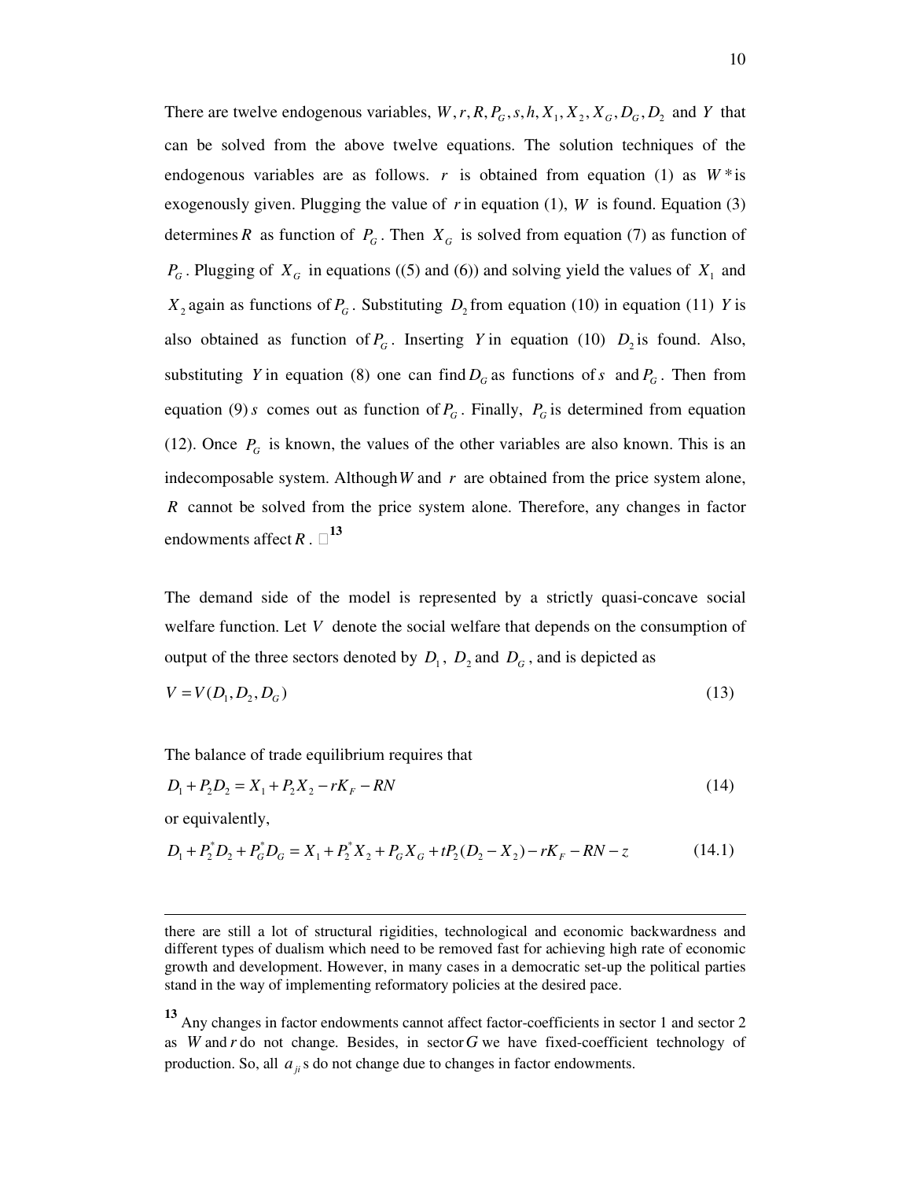There are twelve endogenous variables, $W, r, R, P_G, s, h, X_1, X_2, X_G, D_G, D_2$ and $Y$ that can be solved from the above twelve equations. The solution techniques of the endogenous variables are as follows. $r$ is obtained from equation (1) as $W^*$ is exogenously given. Plugging the value of $r$ in equation (1), $W$ is found. Equation (3) determines $R$ as function of $P_G$. Then $X_G$ is solved from equation (7) as function of $P_G$. Plugging of $X_G$ in equations ((5) and (6)) and solving yield the values of $X_1$ and $X_2$ again as functions of $P_G$. Substituting $D_2$ from equation (10) in equation (11) $Y$ is also obtained as function of $P_G$. Inserting $Y$ in equation (10) $D_2$ is found. Also, substituting $Y$ in equation (8) one can find $D_G$ as functions of $s$ and $P_G$. Then from equation (9) $s$ comes out as function of $P_G$. Finally, $P_G$ is determined from equation (12). Once $P_G$ is known, the values of the other variables are also known. This is an indecomposable system. Although $W$ and $r$ are obtained from the price system alone, $R$ cannot be solved from the price system alone. Therefore, any changes in factor endowments affect $R$. □[13]

The demand side of the model is represented by a strictly quasi-concave social welfare function. Let $V$ denote the social welfare that depends on the consumption of output of the three sectors denoted by $D_1$, $D_2$ and $D_G$, and is depicted as

$$V = V(D_1, D_2, D_G) \tag{13}$$

The balance of trade equilibrium requires that

$$D_1 + P_2 D_2 = X_1 + P_2 X_2 - rK_F - RN \tag{14}$$

or equivalently,

$$D_1 + P_2^* D_2 + P_G^* D_G = X_1 + P_2^* X_2 + P_G X_G + tP_2(D_2 - X_2) - rK_F - RN - z \tag{14.1}$$

---

there are still a lot of structural rigidities, technological and economic backwardness and different types of dualism which need to be removed fast for achieving high rate of economic growth and development. However, in many cases in a democratic set-up the political parties stand in the way of implementing reformatory policies at the desired pace.

[13] Any changes in factor endowments cannot affect factor-coefficients in sector 1 and sector 2 as $W$ and $r$ do not change. Besides, in sector $G$ we have fixed-coefficient technology of production. So, all $a_{ji}$ s do not change due to changes in factor endowments.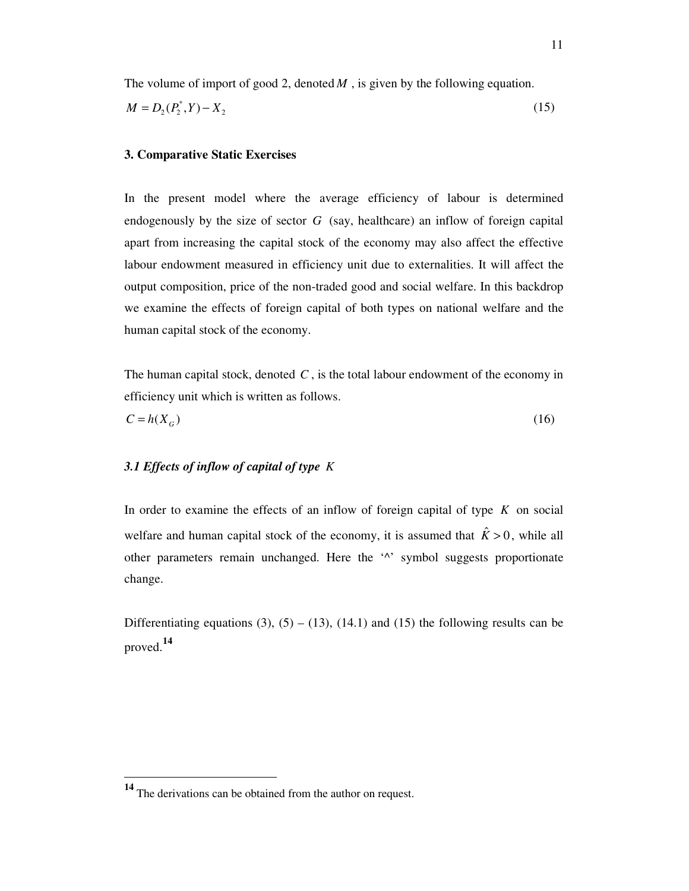The volume of import of good 2, denoted $M$, is given by the following equation.

$$M = D_2(P_2^*, Y) - X_2 \tag{15}$$

## 3. Comparative Static Exercises

In the present model where the average efficiency of labour is determined endogenously by the size of sector $G$ (say, healthcare) an inflow of foreign capital apart from increasing the capital stock of the economy may also affect the effective labour endowment measured in efficiency unit due to externalities. It will affect the output composition, price of the non-traded good and social welfare. In this backdrop we examine the effects of foreign capital of both types on national welfare and the human capital stock of the economy.

The human capital stock, denoted $C$, is the total labour endowment of the economy in efficiency unit which is written as follows.

$$C = h(X_G) \tag{16}$$

### *3.1 Effects of inflow of capital of type $K$*

In order to examine the effects of an inflow of foreign capital of type $K$ on social welfare and human capital stock of the economy, it is assumed that $\hat{K} > 0$, while all other parameters remain unchanged. Here the '^' symbol suggests proportionate change.

Differentiating equations (3), (5) – (13), (14.1) and (15) the following results can be proved.[14]

[14] The derivations can be obtained from the author on request.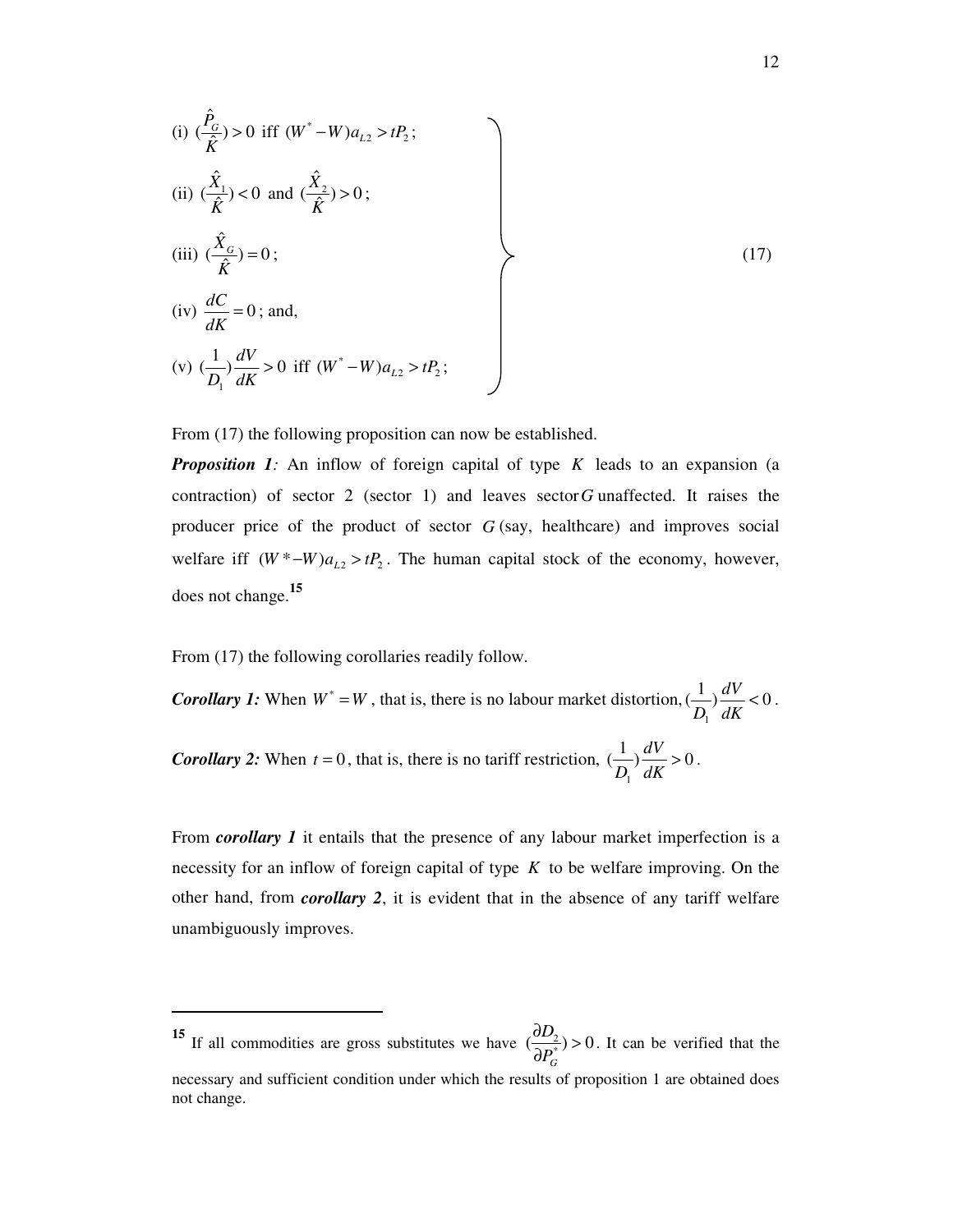$$
\left.
\begin{array}{l}
\text{(i) } \left(\dfrac{\hat{P}_G}{\hat{K}}\right) > 0 \text{ iff } (W^* - W)a_{L2} > tP_2; \\[2ex]
\text{(ii) } \left(\dfrac{\hat{X}_1}{\hat{K}}\right) < 0 \text{ and } \left(\dfrac{\hat{X}_2}{\hat{K}}\right) > 0; \\[2ex]
\text{(iii) } \left(\dfrac{\hat{X}_G}{\hat{K}}\right) = 0; \\[2ex]
\text{(iv) } \dfrac{dC}{dK} = 0; \text{ and,} \\[2ex]
\text{(v) } \left(\dfrac{1}{D_1}\right)\dfrac{dV}{dK} > 0 \text{ iff } (W^* - W)a_{L2} > tP_2;
\end{array}
\right\} \quad (17)
$$

From (17) the following proposition can now be established.

***Proposition 1****:* An inflow of foreign capital of type $K$ leads to an expansion (a contraction) of sector 2 (sector 1) and leaves sector $G$ unaffected. It raises the producer price of the product of sector $G$ (say, healthcare) and improves social welfare iff $(W^* - W)a_{L2} > tP_2$. The human capital stock of the economy, however, does not change.[15]

From (17) the following corollaries readily follow.

***Corollary 1:*** When $W^* = W$, that is, there is no labour market distortion, $\left(\dfrac{1}{D_1}\right)\dfrac{dV}{dK} < 0$.

***Corollary 2:*** When $t = 0$, that is, there is no tariff restriction, $\left(\dfrac{1}{D_1}\right)\dfrac{dV}{dK} > 0$.

From ***corollary 1*** it entails that the presence of any labour market imperfection is a necessity for an inflow of foreign capital of type $K$ to be welfare improving. On the other hand, from ***corollary 2***, it is evident that in the absence of any tariff welfare unambiguously improves.

---

[15] If all commodities are gross substitutes we have $\left(\dfrac{\partial D_2}{\partial P_G^*}\right) > 0$. It can be verified that the necessary and sufficient condition under which the results of proposition 1 are obtained does not change.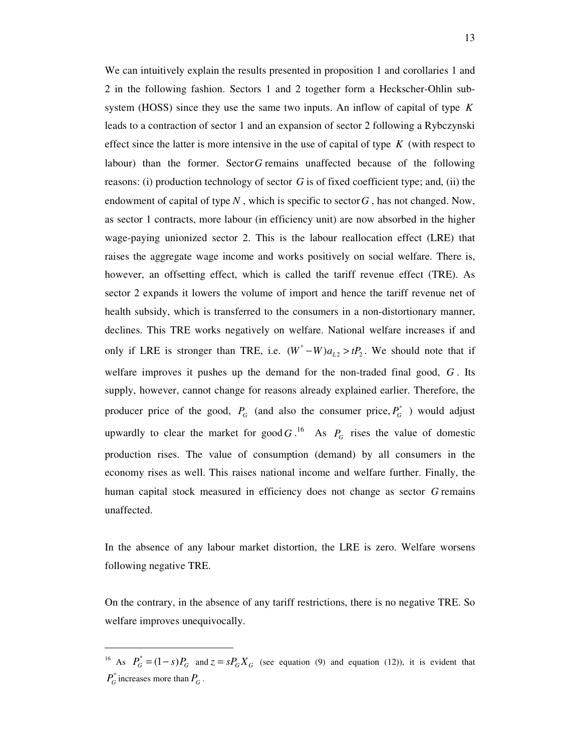We can intuitively explain the results presented in proposition 1 and corollaries 1 and 2 in the following fashion. Sectors 1 and 2 together form a Heckscher-Ohlin sub-system (HOSS) since they use the same two inputs. An inflow of capital of type $K$ leads to a contraction of sector 1 and an expansion of sector 2 following a Rybczynski effect since the latter is more intensive in the use of capital of type $K$ (with respect to labour) than the former. Sector $G$ remains unaffected because of the following reasons: (i) production technology of sector $G$ is of fixed coefficient type; and, (ii) the endowment of capital of type $N$, which is specific to sector $G$, has not changed. Now, as sector 1 contracts, more labour (in efficiency unit) are now absorbed in the higher wage-paying unionized sector 2. This is the labour reallocation effect (LRE) that raises the aggregate wage income and works positively on social welfare. There is, however, an offsetting effect, which is called the tariff revenue effect (TRE). As sector 2 expands it lowers the volume of import and hence the tariff revenue net of health subsidy, which is transferred to the consumers in a non-distortionary manner, declines. This TRE works negatively on welfare. National welfare increases if and only if LRE is stronger than TRE, i.e. $(W^* - W)a_{L2} > tP_2$. We should note that if welfare improves it pushes up the demand for the non-traded final good, $G$. Its supply, however, cannot change for reasons already explained earlier. Therefore, the producer price of the good, $P_G$ (and also the consumer price, $P_G^*$ ) would adjust upwardly to clear the market for good $G$.[16] As $P_G$ rises the value of domestic production rises. The value of consumption (demand) by all consumers in the economy rises as well. This raises national income and welfare further. Finally, the human capital stock measured in efficiency does not change as sector $G$ remains unaffected.

In the absence of any labour market distortion, the LRE is zero. Welfare worsens following negative TRE.

On the contrary, in the absence of any tariff restrictions, there is no negative TRE. So welfare improves unequivocally.

---

[16] As $P_G^* = (1-s)P_G$ and $z = sP_G X_G$ (see equation (9) and equation (12)), it is evident that $P_G^*$ increases more than $P_G$.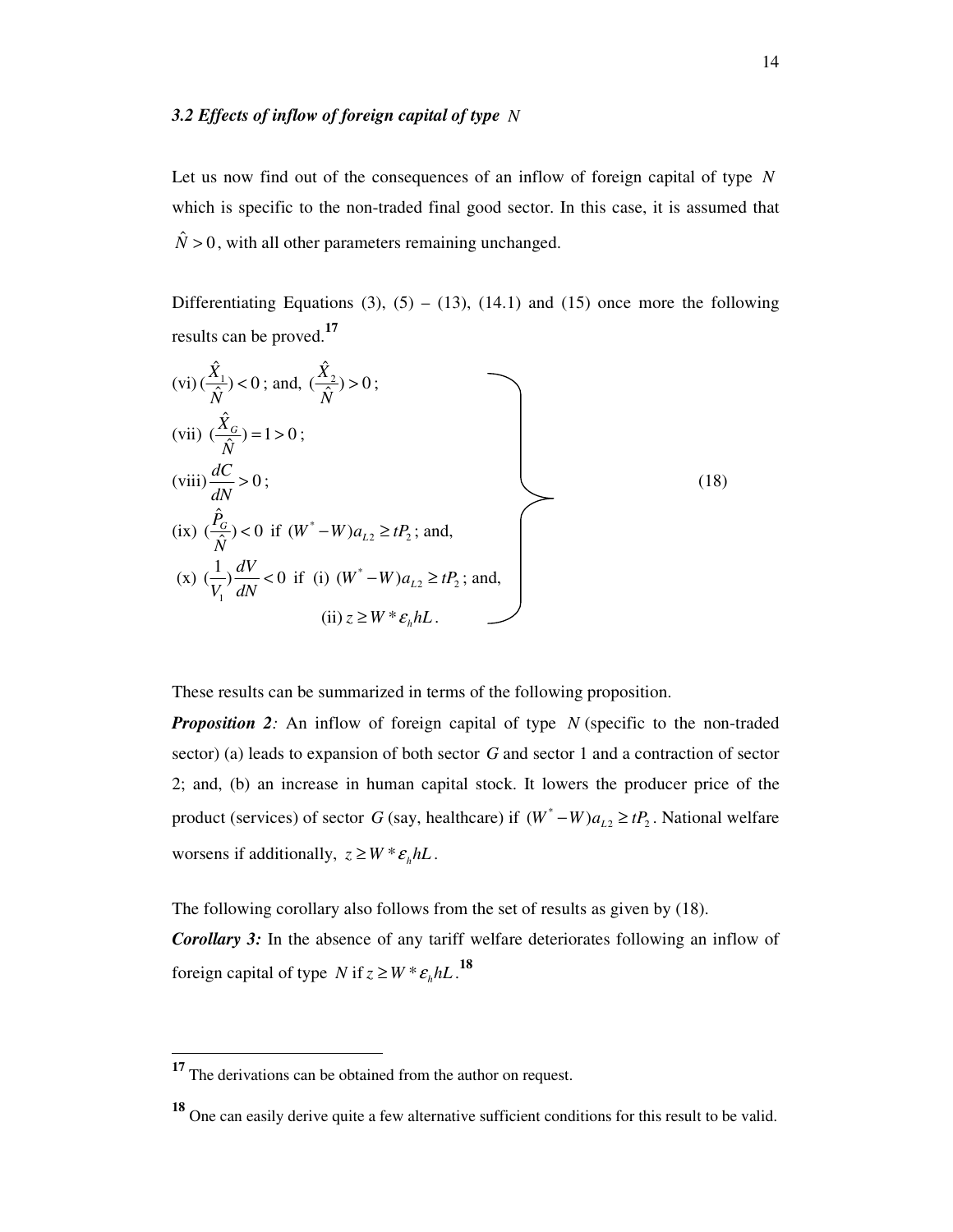### *3.2 Effects of inflow of foreign capital of type* $N$

Let us now find out of the consequences of an inflow of foreign capital of type $N$ which is specific to the non-traded final good sector. In this case, it is assumed that $\hat{N} > 0$, with all other parameters remaining unchanged.

Differentiating Equations (3), (5) – (13), (14.1) and (15) once more the following results can be proved.[17]

$$
\left.
\begin{array}{ll}
\text{(vi)} \ (\frac{\hat{X}_1}{\hat{N}}) < 0 \text{; and, } (\frac{\hat{X}_2}{\hat{N}}) > 0; & \\
\text{(vii)} \ (\frac{\hat{X}_G}{\hat{N}}) = 1 > 0; & \\
\text{(viii)} \ \frac{dC}{dN} > 0; & \\
\text{(ix)} \ (\frac{\hat{P}_G}{\hat{N}}) < 0 \ \text{ if } \ (W^* - W)a_{L2} \geq tP_2 \text{; and,} & \\
\text{(x)} \ (\frac{1}{V_1})\frac{dV}{dN} < 0 \ \text{ if (i) } (W^* - W)a_{L2} \geq tP_2 \text{; and,} & \\
\qquad\qquad\qquad\qquad \text{(ii) } z \geq W * \varepsilon_h hL. &
\end{array}
\right\} \quad (18)
$$

These results can be summarized in terms of the following proposition.

***Proposition 2****:* An inflow of foreign capital of type $N$ (specific to the non-traded sector) (a) leads to expansion of both sector $G$ and sector 1 and a contraction of sector 2; and, (b) an increase in human capital stock. It lowers the producer price of the product (services) of sector $G$ (say, healthcare) if $(W^* - W)a_{L2} \geq tP_2$. National welfare worsens if additionally, $z \geq W * \varepsilon_h hL$.

The following corollary also follows from the set of results as given by (18).

***Corollary 3:*** In the absence of any tariff welfare deteriorates following an inflow of foreign capital of type $N$ if $z \geq W * \varepsilon_h hL$.[18]

---

[17] The derivations can be obtained from the author on request.

[18] One can easily derive quite a few alternative sufficient conditions for this result to be valid.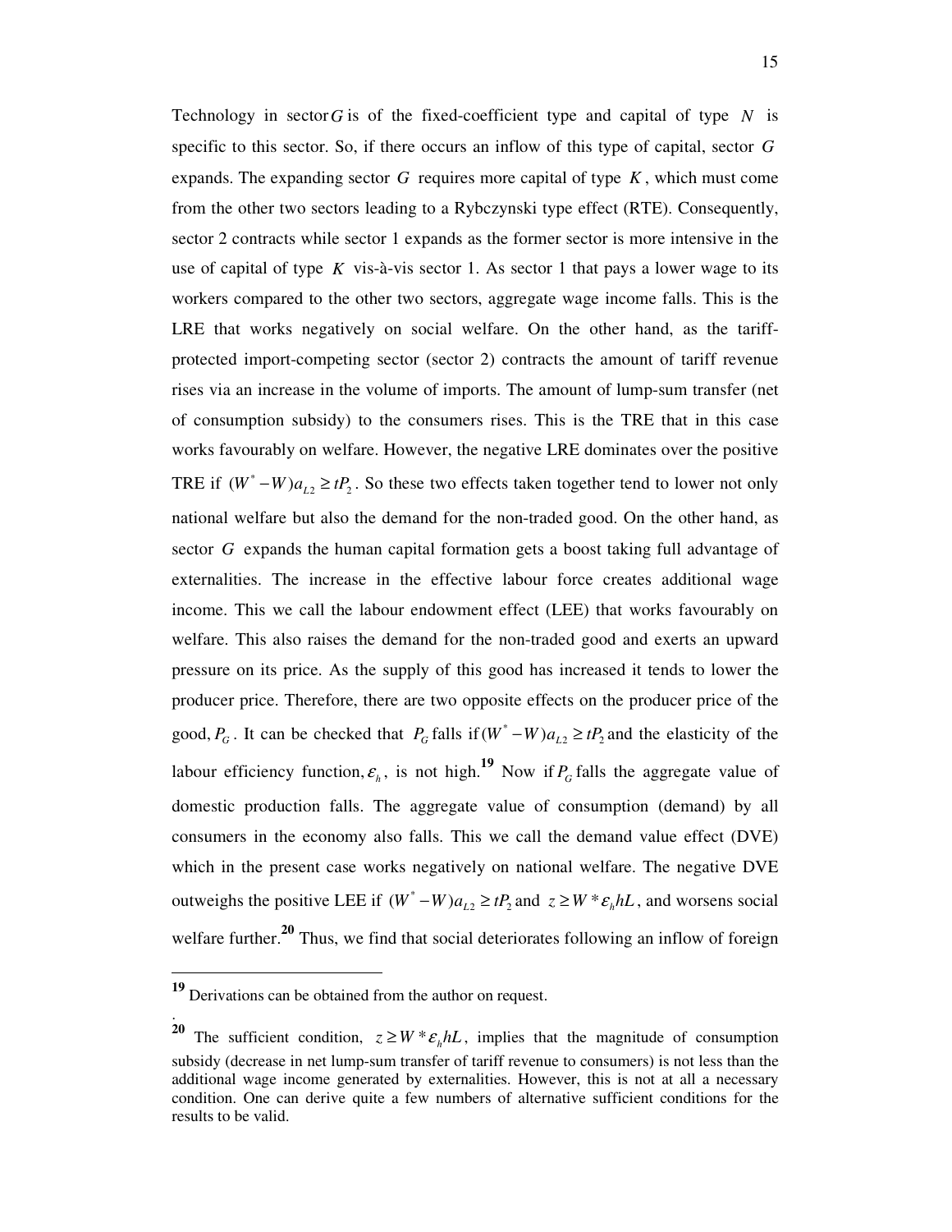Technology in sector $G$ is of the fixed-coefficient type and capital of type $N$ is specific to this sector. So, if there occurs an inflow of this type of capital, sector $G$ expands. The expanding sector $G$ requires more capital of type $K$, which must come from the other two sectors leading to a Rybczynski type effect (RTE). Consequently, sector 2 contracts while sector 1 expands as the former sector is more intensive in the use of capital of type $K$ vis-à-vis sector 1. As sector 1 that pays a lower wage to its workers compared to the other two sectors, aggregate wage income falls. This is the LRE that works negatively on social welfare. On the other hand, as the tariff-protected import-competing sector (sector 2) contracts the amount of tariff revenue rises via an increase in the volume of imports. The amount of lump-sum transfer (net of consumption subsidy) to the consumers rises. This is the TRE that in this case works favourably on welfare. However, the negative LRE dominates over the positive TRE if $(W^* - W)a_{L2} \geq tP_2$. So these two effects taken together tend to lower not only national welfare but also the demand for the non-traded good. On the other hand, as sector $G$ expands the human capital formation gets a boost taking full advantage of externalities. The increase in the effective labour force creates additional wage income. This we call the labour endowment effect (LEE) that works favourably on welfare. This also raises the demand for the non-traded good and exerts an upward pressure on its price. As the supply of this good has increased it tends to lower the producer price. Therefore, there are two opposite effects on the producer price of the good, $P_G$. It can be checked that $P_G$ falls if $(W^* - W)a_{L2} \geq tP_2$ and the elasticity of the labour efficiency function, $\varepsilon_h$, is not high.[19] Now if $P_G$ falls the aggregate value of domestic production falls. The aggregate value of consumption (demand) by all consumers in the economy also falls. This we call the demand value effect (DVE) which in the present case works negatively on national welfare. The negative DVE outweighs the positive LEE if $(W^* - W)a_{L2} \geq tP_2$ and $z \geq W^* \varepsilon_h hL$, and worsens social welfare further.[20] Thus, we find that social deteriorates following an inflow of foreign

---

[19] Derivations can be obtained from the author on request.

[20] The sufficient condition, $z \geq W^* \varepsilon_h hL$, implies that the magnitude of consumption subsidy (decrease in net lump-sum transfer of tariff revenue to consumers) is not less than the additional wage income generated by externalities. However, this is not at all a necessary condition. One can derive quite a few numbers of alternative sufficient conditions for the results to be valid.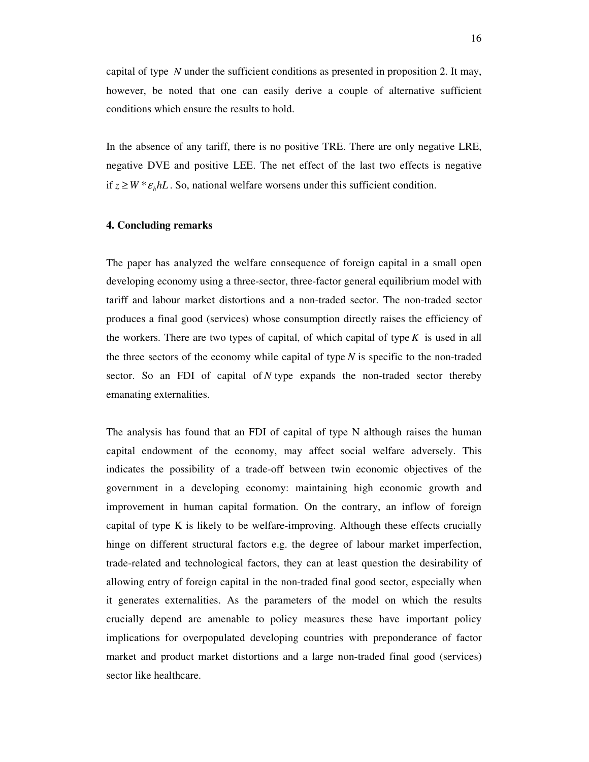capital of type $N$ under the sufficient conditions as presented in proposition 2. It may, however, be noted that one can easily derive a couple of alternative sufficient conditions which ensure the results to hold.

In the absence of any tariff, there is no positive TRE. There are only negative LRE, negative DVE and positive LEE. The net effect of the last two effects is negative if $z \geq W^* \varepsilon_h hL$. So, national welfare worsens under this sufficient condition.

## 4. Concluding remarks

The paper has analyzed the welfare consequence of foreign capital in a small open developing economy using a three-sector, three-factor general equilibrium model with tariff and labour market distortions and a non-traded sector. The non-traded sector produces a final good (services) whose consumption directly raises the efficiency of the workers. There are two types of capital, of which capital of type $K$ is used in all the three sectors of the economy while capital of type $N$ is specific to the non-traded sector. So an FDI of capital of $N$ type expands the non-traded sector thereby emanating externalities.

The analysis has found that an FDI of capital of type N although raises the human capital endowment of the economy, may affect social welfare adversely. This indicates the possibility of a trade-off between twin economic objectives of the government in a developing economy: maintaining high economic growth and improvement in human capital formation. On the contrary, an inflow of foreign capital of type K is likely to be welfare-improving. Although these effects crucially hinge on different structural factors e.g. the degree of labour market imperfection, trade-related and technological factors, they can at least question the desirability of allowing entry of foreign capital in the non-traded final good sector, especially when it generates externalities. As the parameters of the model on which the results crucially depend are amenable to policy measures these have important policy implications for overpopulated developing countries with preponderance of factor market and product market distortions and a large non-traded final good (services) sector like healthcare.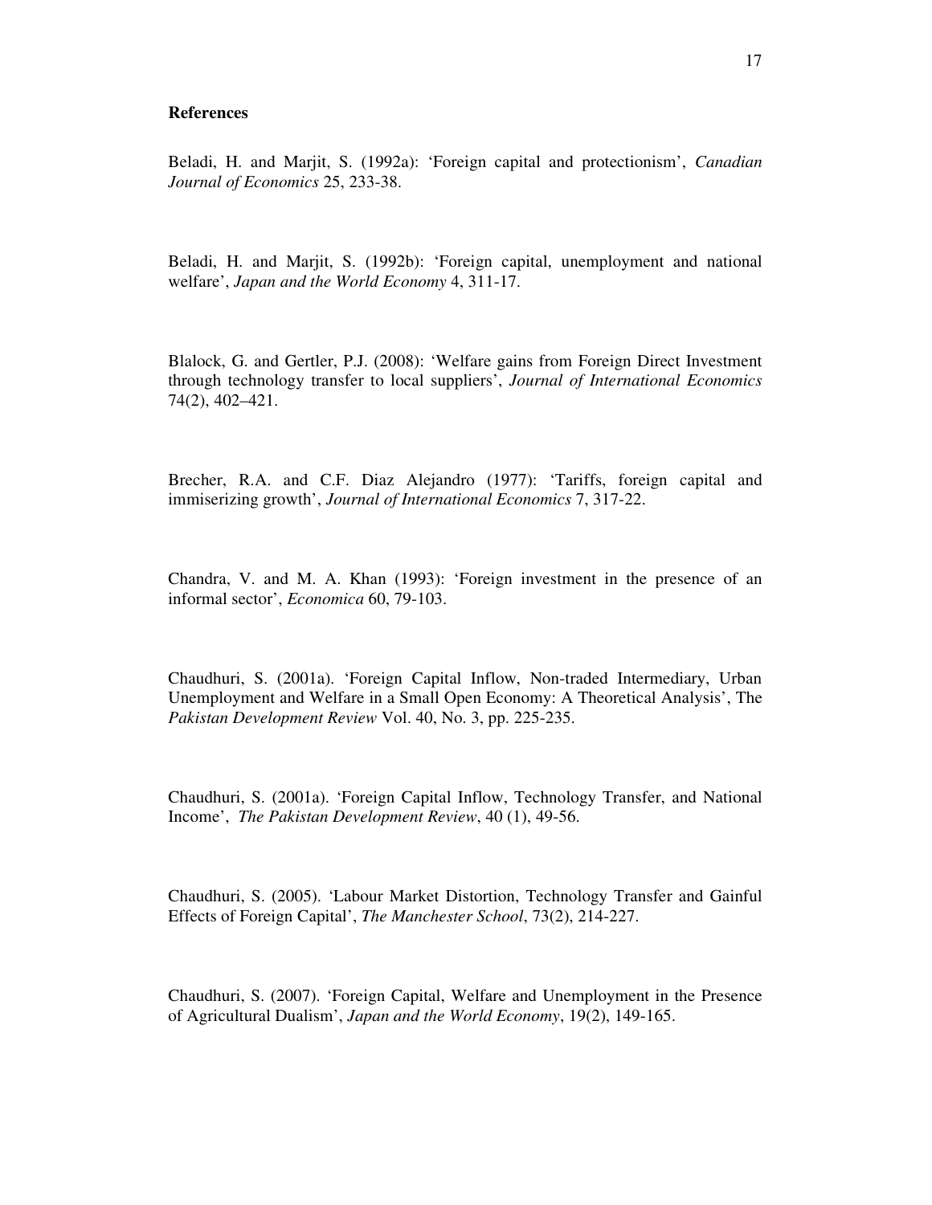**References**

Beladi, H. and Marjit, S. (1992a): 'Foreign capital and protectionism', *Canadian Journal of Economics* 25, 233-38.

Beladi, H. and Marjit, S. (1992b): 'Foreign capital, unemployment and national welfare', *Japan and the World Economy* 4, 311-17.

Blalock, G. and Gertler, P.J. (2008): 'Welfare gains from Foreign Direct Investment through technology transfer to local suppliers', *Journal of International Economics* 74(2), 402–421.

Brecher, R.A. and C.F. Diaz Alejandro (1977): 'Tariffs, foreign capital and immiserizing growth', *Journal of International Economics* 7, 317-22.

Chandra, V. and M. A. Khan (1993): 'Foreign investment in the presence of an informal sector', *Economica* 60, 79-103.

Chaudhuri, S. (2001a). 'Foreign Capital Inflow, Non-traded Intermediary, Urban Unemployment and Welfare in a Small Open Economy: A Theoretical Analysis', The *Pakistan Development Review* Vol. 40, No. 3, pp. 225-235.

Chaudhuri, S. (2001a). 'Foreign Capital Inflow, Technology Transfer, and National Income', *The Pakistan Development Review*, 40 (1), 49-56.

Chaudhuri, S. (2005). 'Labour Market Distortion, Technology Transfer and Gainful Effects of Foreign Capital', *The Manchester School*, 73(2), 214-227.

Chaudhuri, S. (2007). 'Foreign Capital, Welfare and Unemployment in the Presence of Agricultural Dualism', *Japan and the World Economy*, 19(2), 149-165.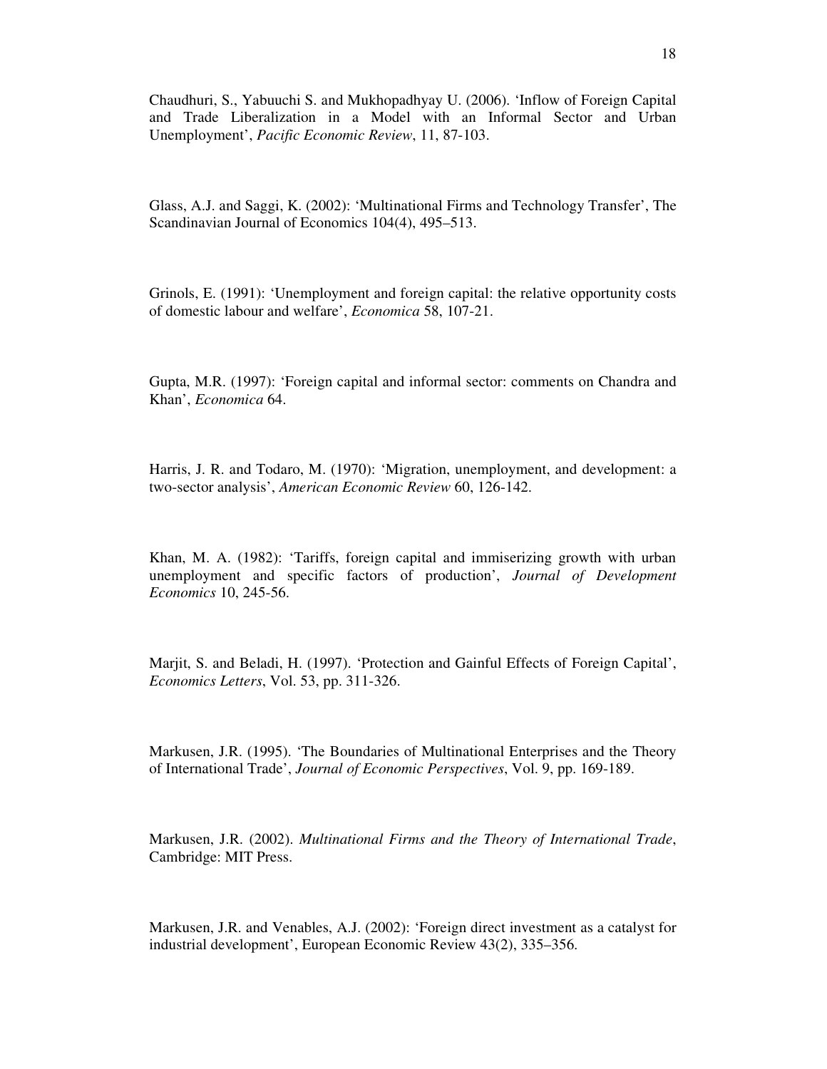Chaudhuri, S., Yabuuchi S. and Mukhopadhyay U. (2006). 'Inflow of Foreign Capital and Trade Liberalization in a Model with an Informal Sector and Urban Unemployment', *Pacific Economic Review*, 11, 87-103.

Glass, A.J. and Saggi, K. (2002): 'Multinational Firms and Technology Transfer', The Scandinavian Journal of Economics 104(4), 495–513.

Grinols, E. (1991): 'Unemployment and foreign capital: the relative opportunity costs of domestic labour and welfare', *Economica* 58, 107-21.

Gupta, M.R. (1997): 'Foreign capital and informal sector: comments on Chandra and Khan', *Economica* 64.

Harris, J. R. and Todaro, M. (1970): 'Migration, unemployment, and development: a two-sector analysis', *American Economic Review* 60, 126-142.

Khan, M. A. (1982): 'Tariffs, foreign capital and immiserizing growth with urban unemployment and specific factors of production', *Journal of Development Economics* 10, 245-56.

Marjit, S. and Beladi, H. (1997). 'Protection and Gainful Effects of Foreign Capital', *Economics Letters*, Vol. 53, pp. 311-326.

Markusen, J.R. (1995). 'The Boundaries of Multinational Enterprises and the Theory of International Trade', *Journal of Economic Perspectives*, Vol. 9, pp. 169-189.

Markusen, J.R. (2002). *Multinational Firms and the Theory of International Trade*, Cambridge: MIT Press.

Markusen, J.R. and Venables, A.J. (2002): 'Foreign direct investment as a catalyst for industrial development', European Economic Review 43(2), 335–356.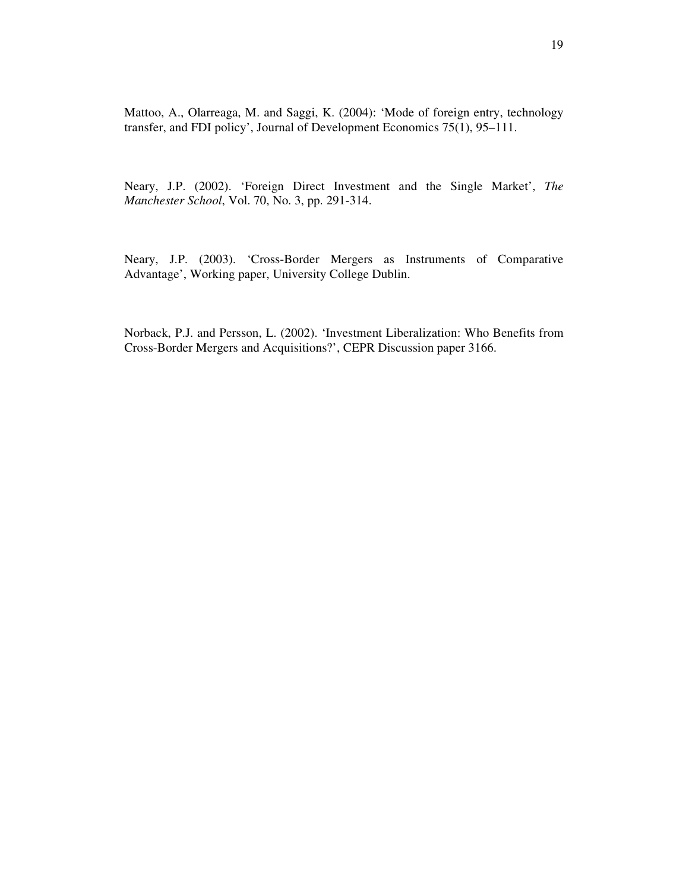Mattoo, A., Olarreaga, M. and Saggi, K. (2004): ‘Mode of foreign entry, technology transfer, and FDI policy’, Journal of Development Economics 75(1), 95–111.

Neary, J.P. (2002). ‘Foreign Direct Investment and the Single Market’, *The Manchester School*, Vol. 70, No. 3, pp. 291-314.

Neary, J.P. (2003). ‘Cross-Border Mergers as Instruments of Comparative Advantage’, Working paper, University College Dublin.

Norback, P.J. and Persson, L. (2002). ‘Investment Liberalization: Who Benefits from Cross-Border Mergers and Acquisitions?’, CEPR Discussion paper 3166.